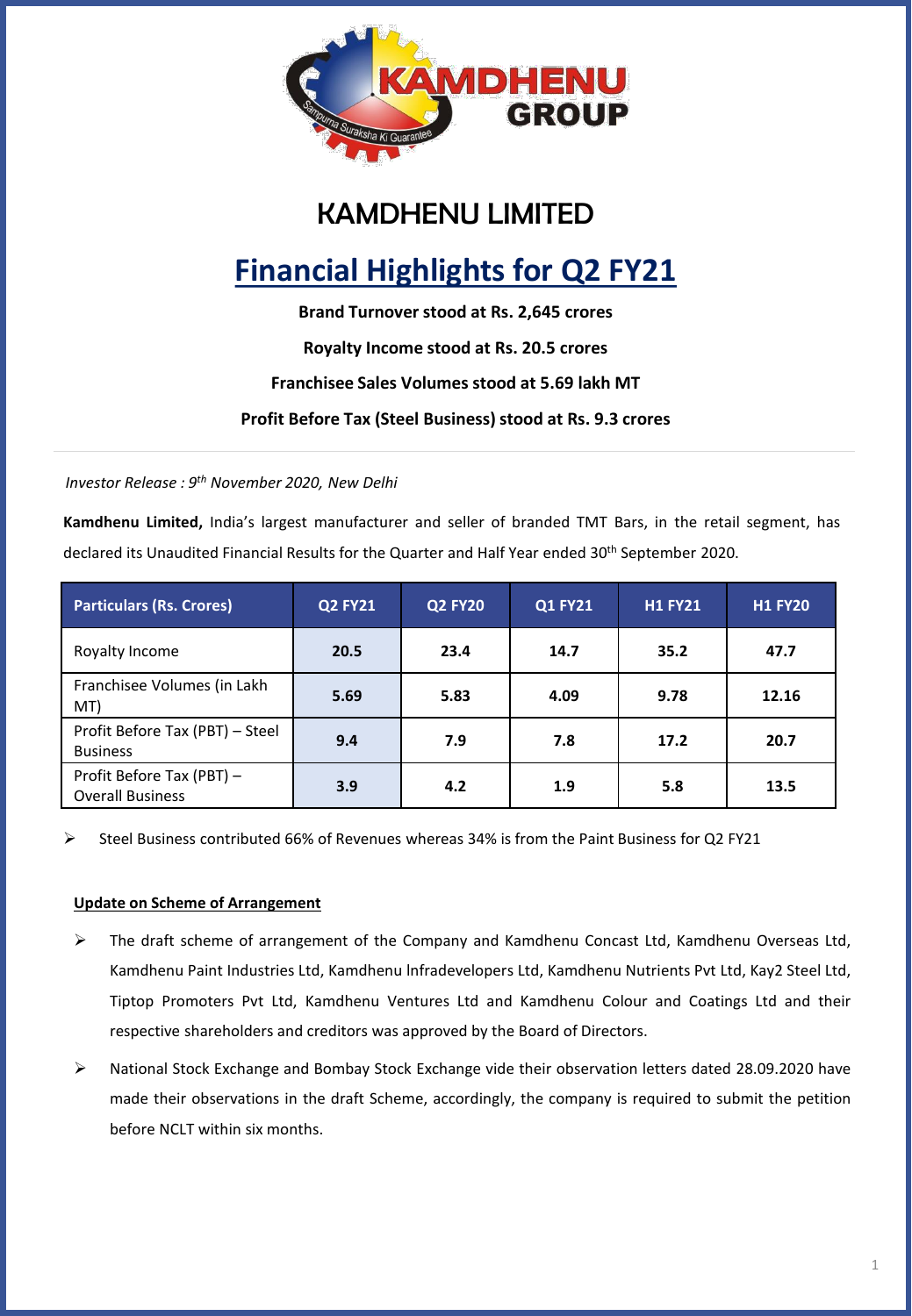# KAMDHENU LIMITED

## Financial Highlights for Q2 FY21

**Brand Turnover stood at Rs. 2,645 crores**

**Royalty Income stood at Rs. 20.5 crores**

**Franchisee Sales Volumes stood at 5.69 lakh MT**

**Profit Before Tax (Steel Business) stood at Rs. 9.3 crores**

---

*Investor Release : 9th November 2020, New Delhi*

**Kamdhenu Limited,** India's largest manufacturer and seller of branded TMT Bars, in the retail segment, has declared its Unaudited Financial Results for the Quarter and Half Year ended 30th September 2020.

| Particulars (Rs. Crores) | Q2 FY21 | Q2 FY20 | Q1 FY21 | H1 FY21 | H1 FY20 |
|---|---|---|---|---|---|
| Royalty Income | 20.5 | 23.4 | 14.7 | 35.2 | 47.7 |
| Franchisee Volumes (in Lakh MT) | 5.69 | 5.83 | 4.09 | 9.78 | 12.16 |
| Profit Before Tax (PBT) – Steel Business | 9.4 | 7.9 | 7.8 | 17.2 | 20.7 |
| Profit Before Tax (PBT) – Overall Business | 3.9 | 4.2 | 1.9 | 5.8 | 13.5 |

- Steel Business contributed 66% of Revenues whereas 34% is from the Paint Business for Q2 FY21

**Update on Scheme of Arrangement**

- The draft scheme of arrangement of the Company and Kamdhenu Concast Ltd, Kamdhenu Overseas Ltd, Kamdhenu Paint Industries Ltd, Kamdhenu Infradevelopers Ltd, Kamdhenu Nutrients Pvt Ltd, Kay2 Steel Ltd, Tiptop Promoters Pvt Ltd, Kamdhenu Ventures Ltd and Kamdhenu Colour and Coatings Ltd and their respective shareholders and creditors was approved by the Board of Directors.
- National Stock Exchange and Bombay Stock Exchange vide their observation letters dated 28.09.2020 have made their observations in the draft Scheme, accordingly, the company is required to submit the petition before NCLT within six months.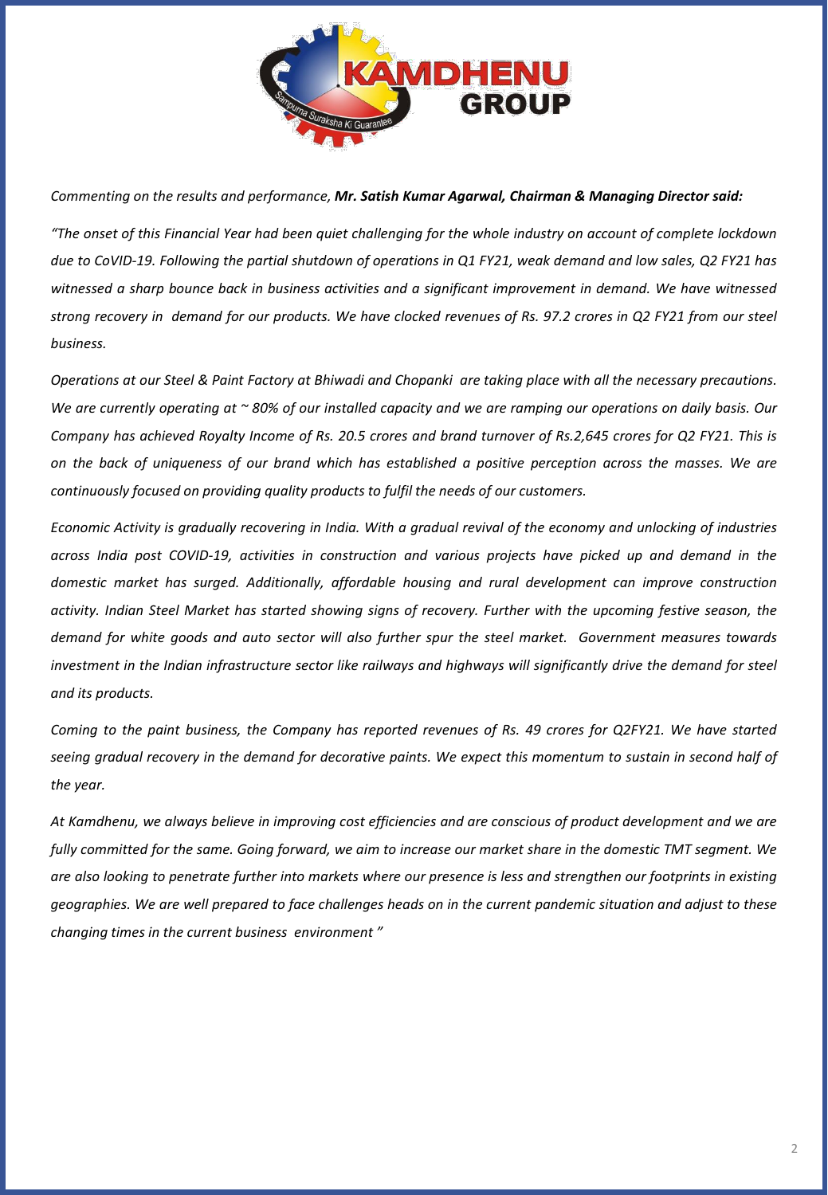*Commenting on the results and performance, **Mr. Satish Kumar Agarwal, Chairman & Managing Director said:***

*"The onset of this Financial Year had been quiet challenging for the whole industry on account of complete lockdown due to CoVID-19. Following the partial shutdown of operations in Q1 FY21, weak demand and low sales, Q2 FY21 has witnessed a sharp bounce back in business activities and a significant improvement in demand. We have witnessed strong recovery in demand for our products. We have clocked revenues of Rs. 97.2 crores in Q2 FY21 from our steel business.*

*Operations at our Steel & Paint Factory at Bhiwadi and Chopanki are taking place with all the necessary precautions. We are currently operating at ~ 80% of our installed capacity and we are ramping our operations on daily basis. Our Company has achieved Royalty Income of Rs. 20.5 crores and brand turnover of Rs.2,645 crores for Q2 FY21. This is on the back of uniqueness of our brand which has established a positive perception across the masses. We are continuously focused on providing quality products to fulfil the needs of our customers.*

*Economic Activity is gradually recovering in India. With a gradual revival of the economy and unlocking of industries across India post COVID-19, activities in construction and various projects have picked up and demand in the domestic market has surged. Additionally, affordable housing and rural development can improve construction activity. Indian Steel Market has started showing signs of recovery. Further with the upcoming festive season, the demand for white goods and auto sector will also further spur the steel market. Government measures towards investment in the Indian infrastructure sector like railways and highways will significantly drive the demand for steel and its products.*

*Coming to the paint business, the Company has reported revenues of Rs. 49 crores for Q2FY21. We have started seeing gradual recovery in the demand for decorative paints. We expect this momentum to sustain in second half of the year.*

*At Kamdhenu, we always believe in improving cost efficiencies and are conscious of product development and we are fully committed for the same. Going forward, we aim to increase our market share in the domestic TMT segment. We are also looking to penetrate further into markets where our presence is less and strengthen our footprints in existing geographies. We are well prepared to face challenges heads on in the current pandemic situation and adjust to these changing times in the current business environment"*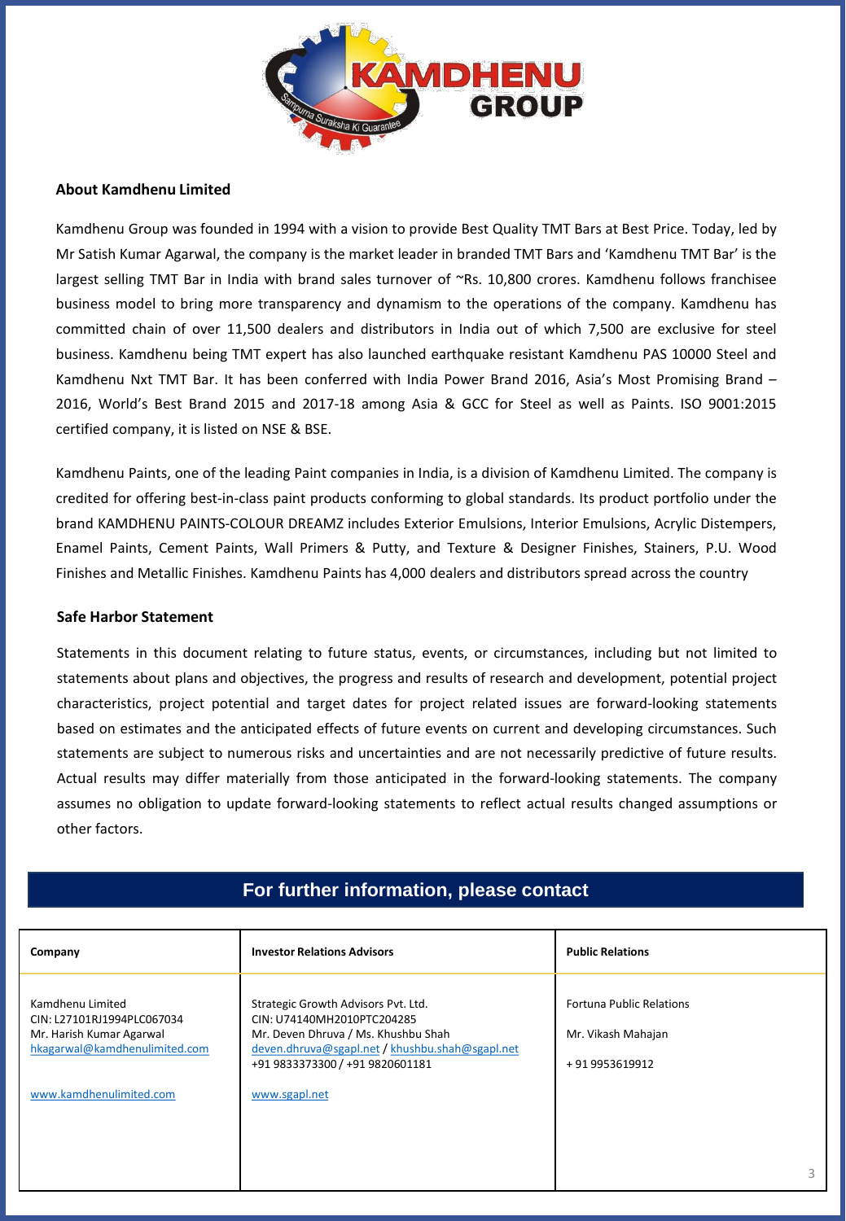## About Kamdhenu Limited

Kamdhenu Group was founded in 1994 with a vision to provide Best Quality TMT Bars at Best Price. Today, led by Mr Satish Kumar Agarwal, the company is the market leader in branded TMT Bars and 'Kamdhenu TMT Bar' is the largest selling TMT Bar in India with brand sales turnover of ~Rs. 10,800 crores. Kamdhenu follows franchisee business model to bring more transparency and dynamism to the operations of the company. Kamdhenu has committed chain of over 11,500 dealers and distributors in India out of which 7,500 are exclusive for steel business. Kamdhenu being TMT expert has also launched earthquake resistant Kamdhenu PAS 10000 Steel and Kamdhenu Nxt TMT Bar. It has been conferred with India Power Brand 2016, Asia's Most Promising Brand – 2016, World's Best Brand 2015 and 2017-18 among Asia & GCC for Steel as well as Paints. ISO 9001:2015 certified company, it is listed on NSE & BSE.

Kamdhenu Paints, one of the leading Paint companies in India, is a division of Kamdhenu Limited. The company is credited for offering best-in-class paint products conforming to global standards. Its product portfolio under the brand KAMDHENU PAINTS-COLOUR DREAMZ includes Exterior Emulsions, Interior Emulsions, Acrylic Distempers, Enamel Paints, Cement Paints, Wall Primers & Putty, and Texture & Designer Finishes, Stainers, P.U. Wood Finishes and Metallic Finishes. Kamdhenu Paints has 4,000 dealers and distributors spread across the country

## Safe Harbor Statement

Statements in this document relating to future status, events, or circumstances, including but not limited to statements about plans and objectives, the progress and results of research and development, potential project characteristics, project potential and target dates for project related issues are forward-looking statements based on estimates and the anticipated effects of future events on current and developing circumstances. Such statements are subject to numerous risks and uncertainties and are not necessarily predictive of future results. Actual results may differ materially from those anticipated in the forward-looking statements. The company assumes no obligation to update forward-looking statements to reflect actual results changed assumptions or other factors.

## For further information, please contact

| Company | Investor Relations Advisors | Public Relations |
|---|---|---|
| Kamdhenu Limited<br>CIN: L27101RJ1994PLC067034<br>Mr. Harish Kumar Agarwal<br>hkagarwal@kamdhenulimited.com<br><br>www.kamdhenulimited.com | Strategic Growth Advisors Pvt. Ltd.<br>CIN: U74140MH2010PTC204285<br>Mr. Deven Dhruva / Ms. Khushbu Shah<br>deven.dhruva@sgapl.net / khushbu.shah@sgapl.net<br>+91 9833373300 / +91 9820601181<br><br>www.sgapl.net | Fortuna Public Relations<br><br>Mr. Vikash Mahajan<br><br>+ 91 9953619912 |